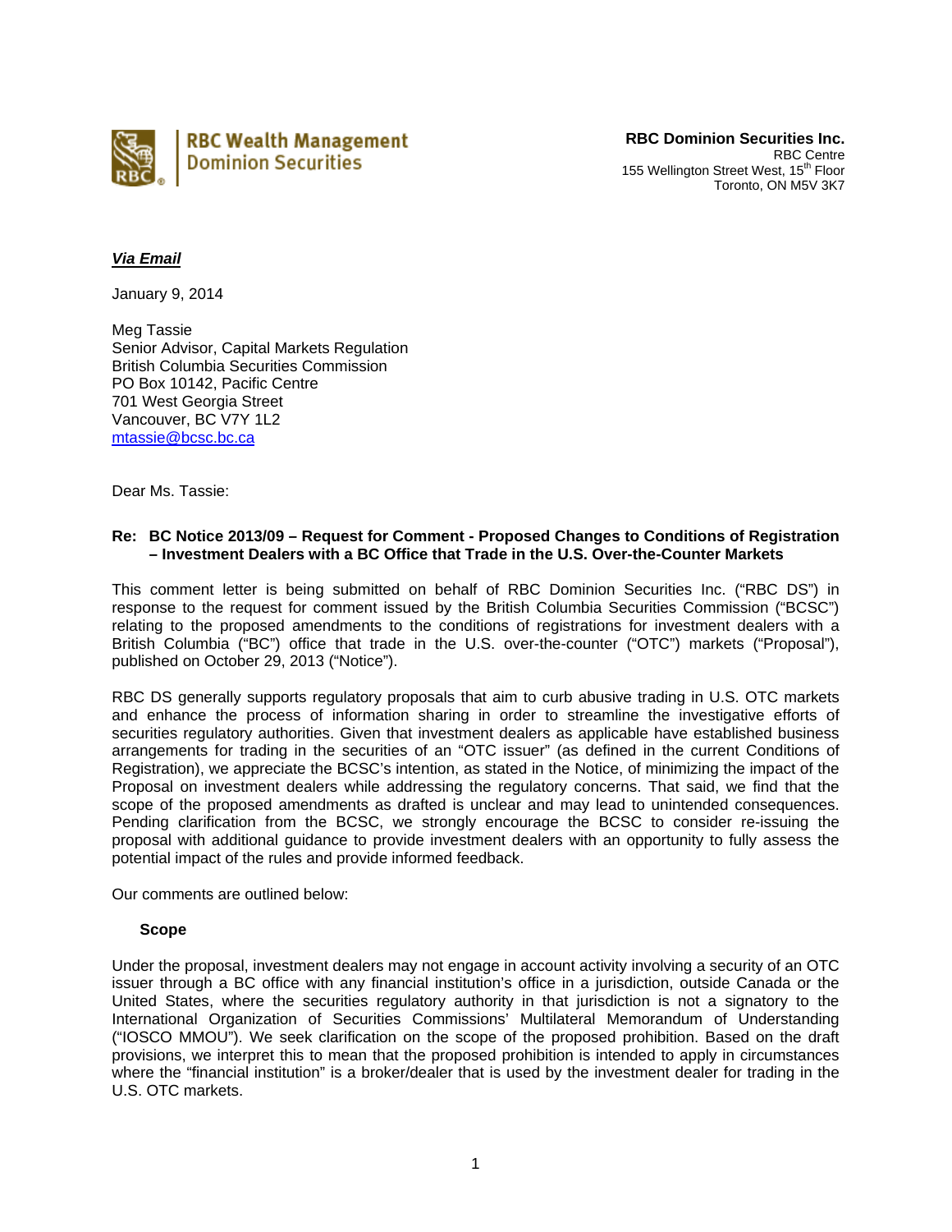RBC Wealth Management
Dominion Securities

**RBC Dominion Securities Inc.**
RBC Centre
155 Wellington Street West, 15th Floor
Toronto, ON M5V 3K7

***Via Email***

January 9, 2014

Meg Tassie
Senior Advisor, Capital Markets Regulation
British Columbia Securities Commission
PO Box 10142, Pacific Centre
701 West Georgia Street
Vancouver, BC V7Y 1L2
mtassie@bcsc.bc.ca

Dear Ms. Tassie:

**Re: BC Notice 2013/09 – Request for Comment - Proposed Changes to Conditions of Registration – Investment Dealers with a BC Office that Trade in the U.S. Over-the-Counter Markets**

This comment letter is being submitted on behalf of RBC Dominion Securities Inc. ("RBC DS") in response to the request for comment issued by the British Columbia Securities Commission ("BCSC") relating to the proposed amendments to the conditions of registrations for investment dealers with a British Columbia ("BC") office that trade in the U.S. over-the-counter ("OTC") markets ("Proposal"), published on October 29, 2013 ("Notice").

RBC DS generally supports regulatory proposals that aim to curb abusive trading in U.S. OTC markets and enhance the process of information sharing in order to streamline the investigative efforts of securities regulatory authorities. Given that investment dealers as applicable have established business arrangements for trading in the securities of an "OTC issuer" (as defined in the current Conditions of Registration), we appreciate the BCSC's intention, as stated in the Notice, of minimizing the impact of the Proposal on investment dealers while addressing the regulatory concerns. That said, we find that the scope of the proposed amendments as drafted is unclear and may lead to unintended consequences. Pending clarification from the BCSC, we strongly encourage the BCSC to consider re-issuing the proposal with additional guidance to provide investment dealers with an opportunity to fully assess the potential impact of the rules and provide informed feedback.

Our comments are outlined below:

**Scope**

Under the proposal, investment dealers may not engage in account activity involving a security of an OTC issuer through a BC office with any financial institution's office in a jurisdiction, outside Canada or the United States, where the securities regulatory authority in that jurisdiction is not a signatory to the International Organization of Securities Commissions' Multilateral Memorandum of Understanding ("IOSCO MMOU"). We seek clarification on the scope of the proposed prohibition. Based on the draft provisions, we interpret this to mean that the proposed prohibition is intended to apply in circumstances where the "financial institution" is a broker/dealer that is used by the investment dealer for trading in the U.S. OTC markets.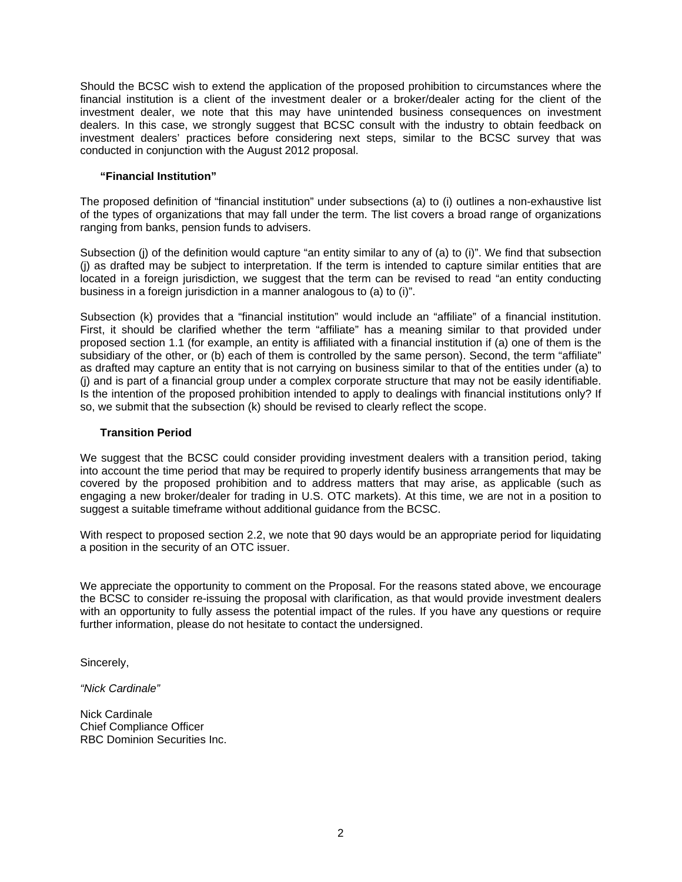Should the BCSC wish to extend the application of the proposed prohibition to circumstances where the financial institution is a client of the investment dealer or a broker/dealer acting for the client of the investment dealer, we note that this may have unintended business consequences on investment dealers. In this case, we strongly suggest that BCSC consult with the industry to obtain feedback on investment dealers' practices before considering next steps, similar to the BCSC survey that was conducted in conjunction with the August 2012 proposal.

**"Financial Institution"**

The proposed definition of "financial institution" under subsections (a) to (i) outlines a non-exhaustive list of the types of organizations that may fall under the term. The list covers a broad range of organizations ranging from banks, pension funds to advisers.

Subsection (j) of the definition would capture "an entity similar to any of (a) to (i)". We find that subsection (j) as drafted may be subject to interpretation. If the term is intended to capture similar entities that are located in a foreign jurisdiction, we suggest that the term can be revised to read "an entity conducting business in a foreign jurisdiction in a manner analogous to (a) to (i)".

Subsection (k) provides that a "financial institution" would include an "affiliate" of a financial institution. First, it should be clarified whether the term "affiliate" has a meaning similar to that provided under proposed section 1.1 (for example, an entity is affiliated with a financial institution if (a) one of them is the subsidiary of the other, or (b) each of them is controlled by the same person). Second, the term "affiliate" as drafted may capture an entity that is not carrying on business similar to that of the entities under (a) to (j) and is part of a financial group under a complex corporate structure that may not be easily identifiable. Is the intention of the proposed prohibition intended to apply to dealings with financial institutions only? If so, we submit that the subsection (k) should be revised to clearly reflect the scope.

**Transition Period**

We suggest that the BCSC could consider providing investment dealers with a transition period, taking into account the time period that may be required to properly identify business arrangements that may be covered by the proposed prohibition and to address matters that may arise, as applicable (such as engaging a new broker/dealer for trading in U.S. OTC markets). At this time, we are not in a position to suggest a suitable timeframe without additional guidance from the BCSC.

With respect to proposed section 2.2, we note that 90 days would be an appropriate period for liquidating a position in the security of an OTC issuer.

We appreciate the opportunity to comment on the Proposal. For the reasons stated above, we encourage the BCSC to consider re-issuing the proposal with clarification, as that would provide investment dealers with an opportunity to fully assess the potential impact of the rules. If you have any questions or require further information, please do not hesitate to contact the undersigned.

Sincerely,

*"Nick Cardinale"*

Nick Cardinale
Chief Compliance Officer
RBC Dominion Securities Inc.